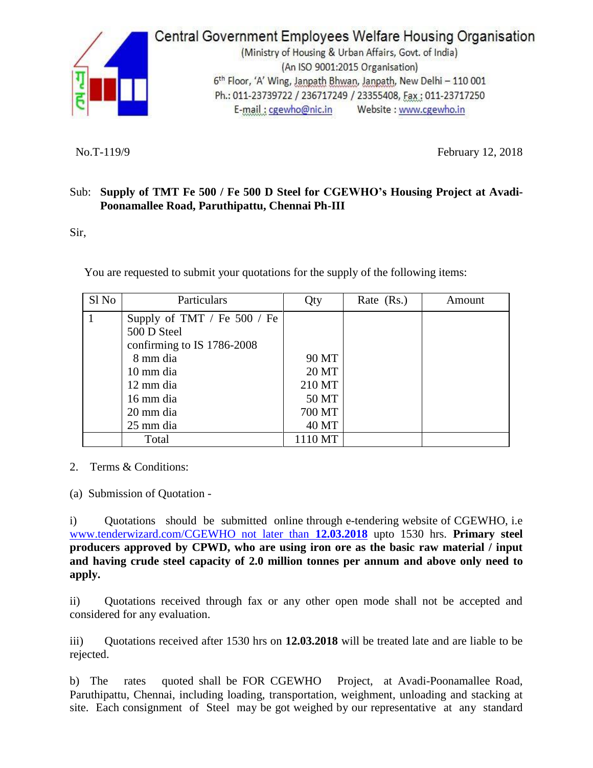# Central Government Employees Welfare Housing Organisation

(Ministry of Housing & Urban Affairs, Govt. of India)
(An ISO 9001:2015 Organisation)
6th Floor, 'A' Wing, Janpath Bhwan, Janpath, New Delhi – 110 001
Ph.: 011-23739722 / 236717249 / 23355408, Fax : 011-23717250
E-mail : cgewho@nic.in Website : www.cgewho.in

No.T-119/9 February 12, 2018

Sub: **Supply of TMT Fe 500 / Fe 500 D Steel for CGEWHO's Housing Project at Avadi-Poonamallee Road, Paruthipattu, Chennai Ph-III**

Sir,

You are requested to submit your quotations for the supply of the following items:

| Sl No | Particulars | Qty | Rate (Rs.) | Amount |
|---|---|---|---|---|
| 1 | Supply of TMT / Fe 500 / Fe 500 D Steel confirming to IS 1786-2008 | | | |
| | 8 mm dia | 90 MT | | |
| | 10 mm dia | 20 MT | | |
| | 12 mm dia | 210 MT | | |
| | 16 mm dia | 50 MT | | |
| | 20 mm dia | 700 MT | | |
| | 25 mm dia | 40 MT | | |
| | Total | 1110 MT | | |

2. Terms & Conditions:

(a) Submission of Quotation -

i) Quotations should be submitted online through e-tendering website of CGEWHO, i.e www.tenderwizard.com/CGEWHO not later than **12.03.2018** upto 1530 hrs. **Primary steel producers approved by CPWD, who are using iron ore as the basic raw material / input and having crude steel capacity of 2.0 million tonnes per annum and above only need to apply.**

ii) Quotations received through fax or any other open mode shall not be accepted and considered for any evaluation.

iii) Quotations received after 1530 hrs on **12.03.2018** will be treated late and are liable to be rejected.

b) The rates quoted shall be FOR CGEWHO Project, at Avadi-Poonamallee Road, Paruthipattu, Chennai, including loading, transportation, weighment, unloading and stacking at site. Each consignment of Steel may be got weighed by our representative at any standard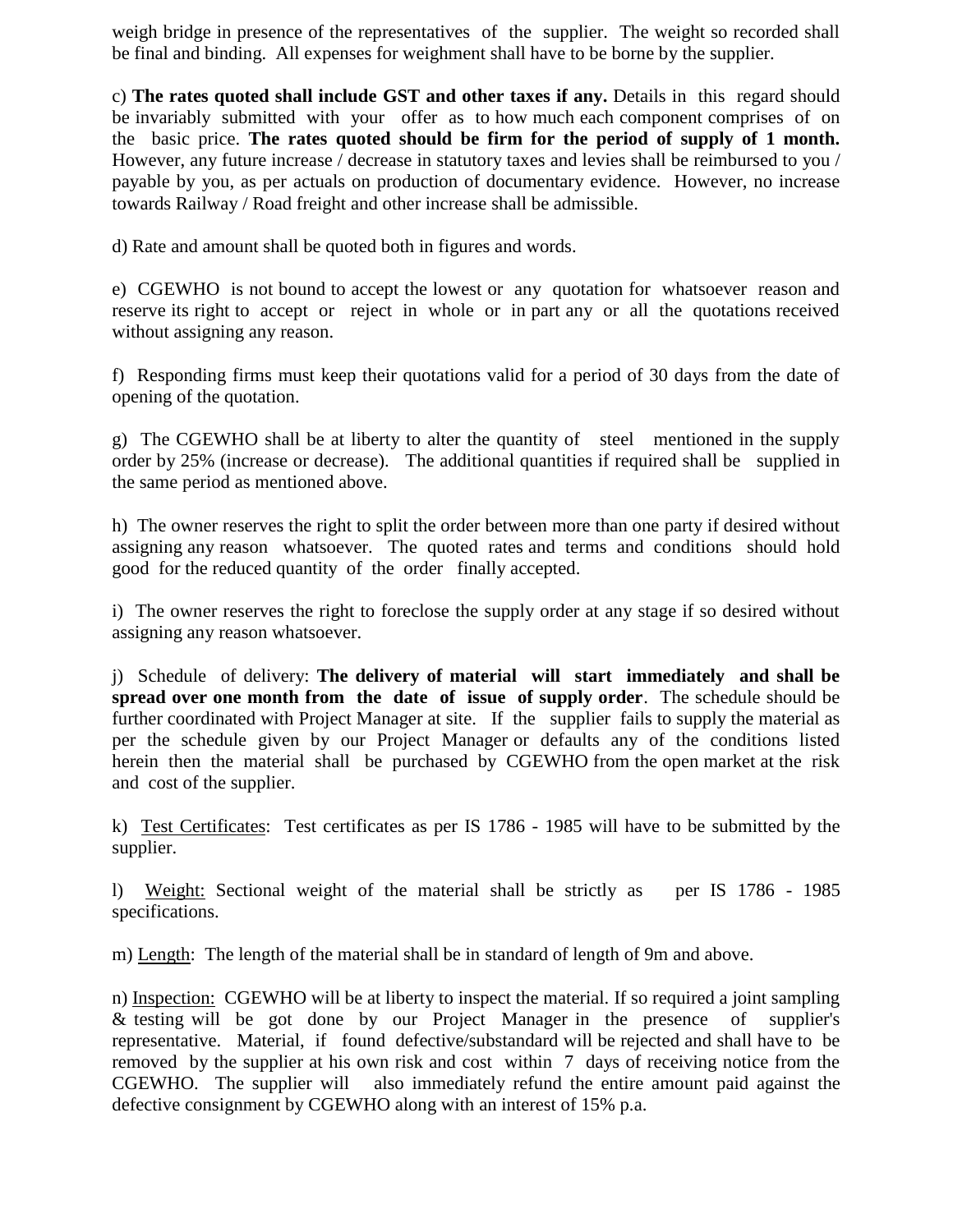weigh bridge in presence of the representatives of the supplier. The weight so recorded shall be final and binding. All expenses for weighment shall have to be borne by the supplier.

c) **The rates quoted shall include GST and other taxes if any.** Details in this regard should be invariably submitted with your offer as to how much each component comprises of on the basic price. **The rates quoted should be firm for the period of supply of 1 month.** However, any future increase / decrease in statutory taxes and levies shall be reimbursed to you / payable by you, as per actuals on production of documentary evidence. However, no increase towards Railway / Road freight and other increase shall be admissible.

d) Rate and amount shall be quoted both in figures and words.

e) CGEWHO is not bound to accept the lowest or any quotation for whatsoever reason and reserve its right to accept or reject in whole or in part any or all the quotations received without assigning any reason.

f) Responding firms must keep their quotations valid for a period of 30 days from the date of opening of the quotation.

g) The CGEWHO shall be at liberty to alter the quantity of steel mentioned in the supply order by 25% (increase or decrease). The additional quantities if required shall be supplied in the same period as mentioned above.

h) The owner reserves the right to split the order between more than one party if desired without assigning any reason whatsoever. The quoted rates and terms and conditions should hold good for the reduced quantity of the order finally accepted.

i) The owner reserves the right to foreclose the supply order at any stage if so desired without assigning any reason whatsoever.

j) Schedule of delivery: **The delivery of material will start immediately and shall be spread over one month from the date of issue of supply order**. The schedule should be further coordinated with Project Manager at site. If the supplier fails to supply the material as per the schedule given by our Project Manager or defaults any of the conditions listed herein then the material shall be purchased by CGEWHO from the open market at the risk and cost of the supplier.

k) Test Certificates: Test certificates as per IS 1786 - 1985 will have to be submitted by the supplier.

l) Weight: Sectional weight of the material shall be strictly as per IS 1786 - 1985 specifications.

m) Length: The length of the material shall be in standard of length of 9m and above.

n) Inspection: CGEWHO will be at liberty to inspect the material. If so required a joint sampling & testing will be got done by our Project Manager in the presence of supplier's representative. Material, if found defective/substandard will be rejected and shall have to be removed by the supplier at his own risk and cost within 7 days of receiving notice from the CGEWHO. The supplier will also immediately refund the entire amount paid against the defective consignment by CGEWHO along with an interest of 15% p.a.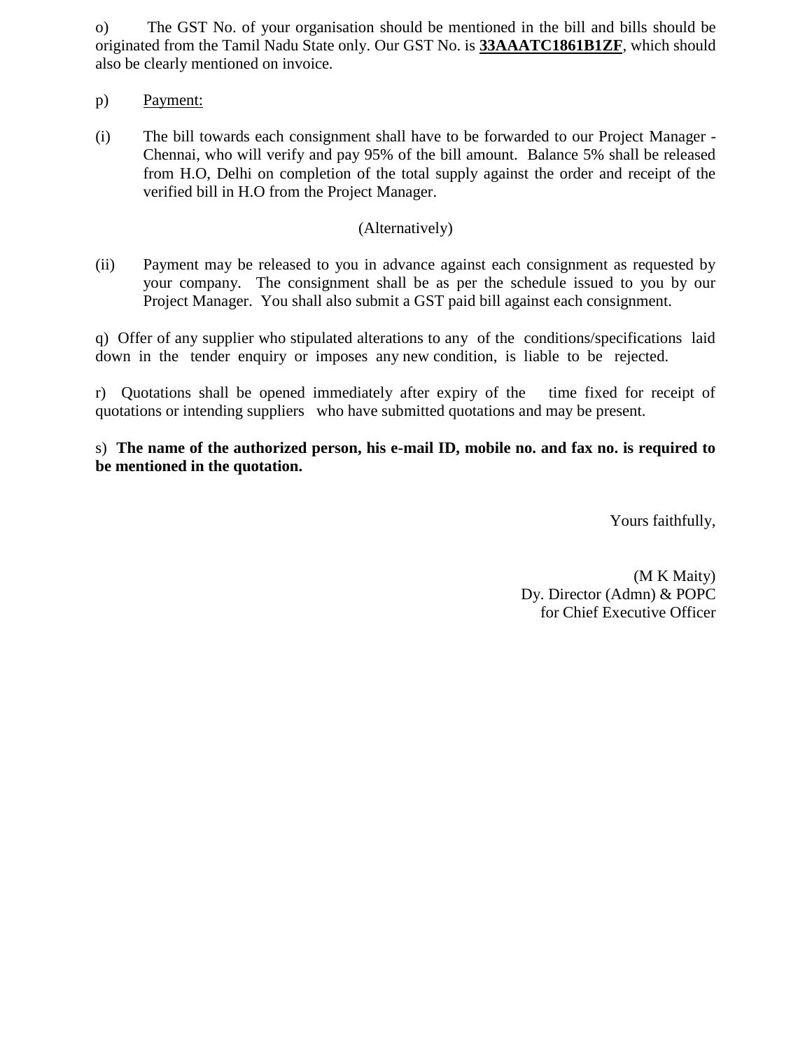o) The GST No. of your organisation should be mentioned in the bill and bills should be originated from the Tamil Nadu State only. Our GST No. is **33AAATC1861B1ZF**, which should also be clearly mentioned on invoice.

p) Payment:

(i) The bill towards each consignment shall have to be forwarded to our Project Manager - Chennai, who will verify and pay 95% of the bill amount. Balance 5% shall be released from H.O, Delhi on completion of the total supply against the order and receipt of the verified bill in H.O from the Project Manager.

(Alternatively)

(ii) Payment may be released to you in advance against each consignment as requested by your company. The consignment shall be as per the schedule issued to you by our Project Manager. You shall also submit a GST paid bill against each consignment.

q) Offer of any supplier who stipulated alterations to any of the conditions/specifications laid down in the tender enquiry or imposes any new condition, is liable to be rejected.

r) Quotations shall be opened immediately after expiry of the time fixed for receipt of quotations or intending suppliers who have submitted quotations and may be present.

s) **The name of the authorized person, his e-mail ID, mobile no. and fax no. is required to be mentioned in the quotation.**

Yours faithfully,

(M K Maity)
Dy. Director (Admn) & POPC
for Chief Executive Officer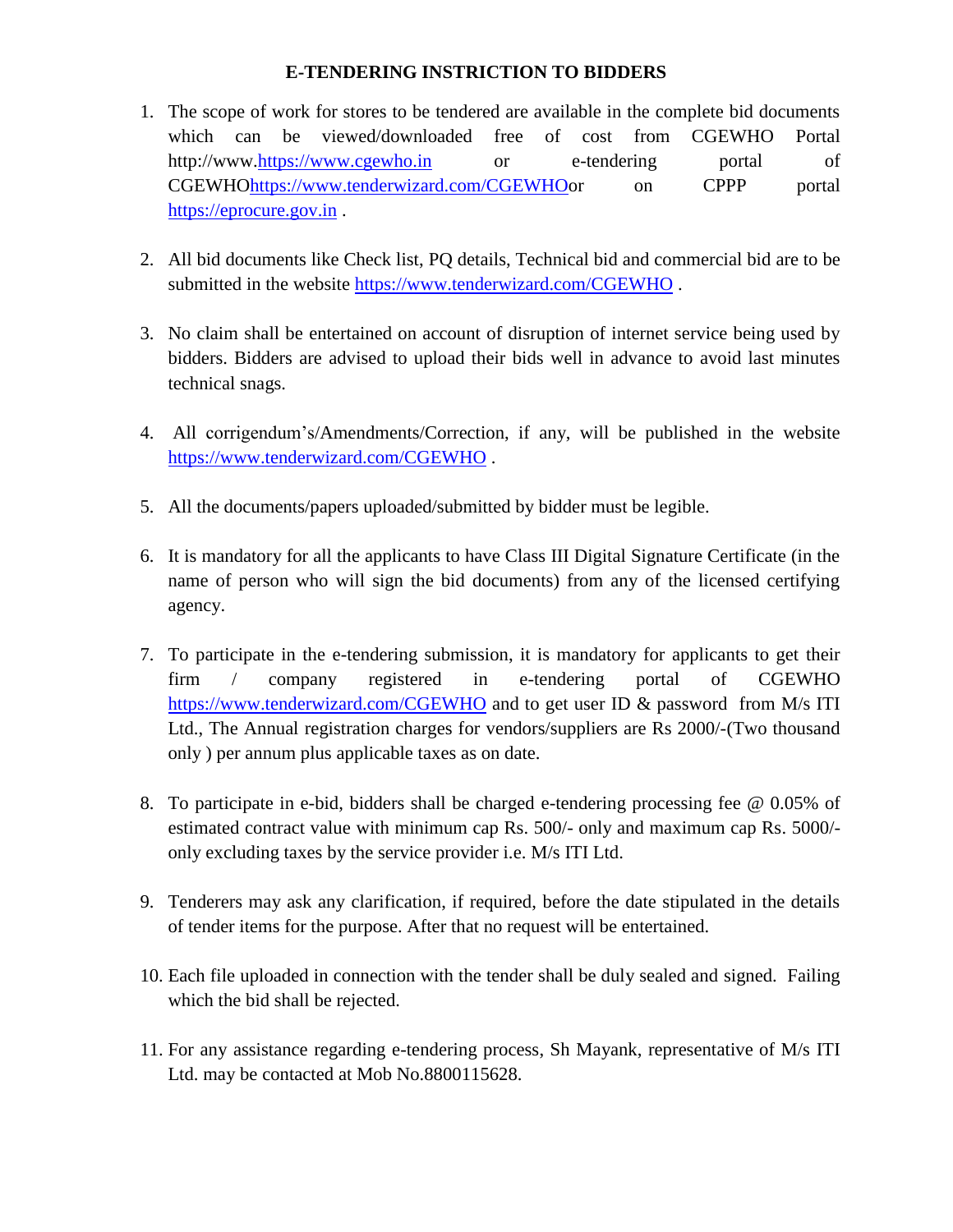**E-TENDERING INSTRICTION TO BIDDERS**

1. The scope of work for stores to be tendered are available in the complete bid documents which can be viewed/downloaded free of cost from CGEWHO Portal http://www.https://www.cgewho.in or e-tendering portal of CGEWHOhttps://www.tenderwizard.com/CGEWHOor on CPPP portal https://eprocure.gov.in .

2. All bid documents like Check list, PQ details, Technical bid and commercial bid are to be submitted in the website https://www.tenderwizard.com/CGEWHO .

3. No claim shall be entertained on account of disruption of internet service being used by bidders. Bidders are advised to upload their bids well in advance to avoid last minutes technical snags.

4. All corrigendum's/Amendments/Correction, if any, will be published in the website https://www.tenderwizard.com/CGEWHO .

5. All the documents/papers uploaded/submitted by bidder must be legible.

6. It is mandatory for all the applicants to have Class III Digital Signature Certificate (in the name of person who will sign the bid documents) from any of the licensed certifying agency.

7. To participate in the e-tendering submission, it is mandatory for applicants to get their firm / company registered in e-tendering portal of CGEWHO https://www.tenderwizard.com/CGEWHO and to get user ID & password from M/s ITI Ltd., The Annual registration charges for vendors/suppliers are Rs 2000/-(Two thousand only ) per annum plus applicable taxes as on date.

8. To participate in e-bid, bidders shall be charged e-tendering processing fee @ 0.05% of estimated contract value with minimum cap Rs. 500/- only and maximum cap Rs. 5000/- only excluding taxes by the service provider i.e. M/s ITI Ltd.

9. Tenderers may ask any clarification, if required, before the date stipulated in the details of tender items for the purpose. After that no request will be entertained.

10. Each file uploaded in connection with the tender shall be duly sealed and signed. Failing which the bid shall be rejected.

11. For any assistance regarding e-tendering process, Sh Mayank, representative of M/s ITI Ltd. may be contacted at Mob No.8800115628.